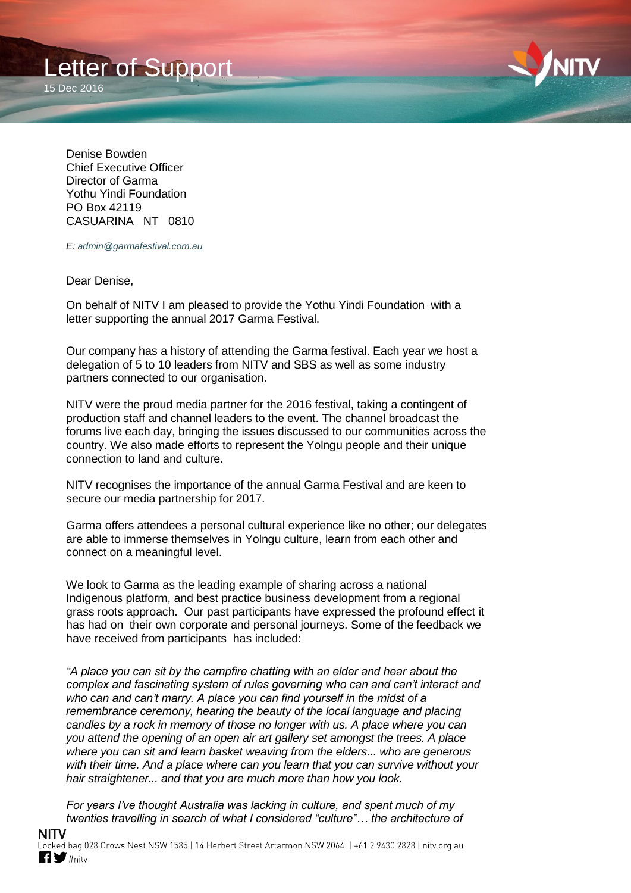# Letter of Support

15 Dec 2016

Denise Bowden
Chief Executive Officer
Director of Garma
Yothu Yindi Foundation
PO Box 42119
CASUARINA NT 0810

*E: admin@garmafestival.com.au*

Dear Denise,

On behalf of NITV I am pleased to provide the Yothu Yindi Foundation with a letter supporting the annual 2017 Garma Festival.

Our company has a history of attending the Garma festival. Each year we host a delegation of 5 to 10 leaders from NITV and SBS as well as some industry partners connected to our organisation.

NITV were the proud media partner for the 2016 festival, taking a contingent of production staff and channel leaders to the event. The channel broadcast the forums live each day, bringing the issues discussed to our communities across the country. We also made efforts to represent the Yolngu people and their unique connection to land and culture.

NITV recognises the importance of the annual Garma Festival and are keen to secure our media partnership for 2017.

Garma offers attendees a personal cultural experience like no other; our delegates are able to immerse themselves in Yolngu culture, learn from each other and connect on a meaningful level.

We look to Garma as the leading example of sharing across a national Indigenous platform, and best practice business development from a regional grass roots approach. Our past participants have expressed the profound effect it has had on their own corporate and personal journeys. Some of the feedback we have received from participants has included:

*"A place you can sit by the campfire chatting with an elder and hear about the complex and fascinating system of rules governing who can and can't interact and who can and can't marry. A place you can find yourself in the midst of a remembrance ceremony, hearing the beauty of the local language and placing candles by a rock in memory of those no longer with us. A place where you can you attend the opening of an open air art gallery set amongst the trees. A place where you can sit and learn basket weaving from the elders... who are generous with their time. And a place where can you learn that you can survive without your hair straightener... and that you are much more than how you look.*

*For years I've thought Australia was lacking in culture, and spent much of my twenties travelling in search of what I considered "culture"… the architecture of*

NITV
Locked bag 028 Crows Nest NSW 1585 | 14 Herbert Street Artarmon NSW 2064 | +61 2 9430 2828 | nitv.org.au
#nitv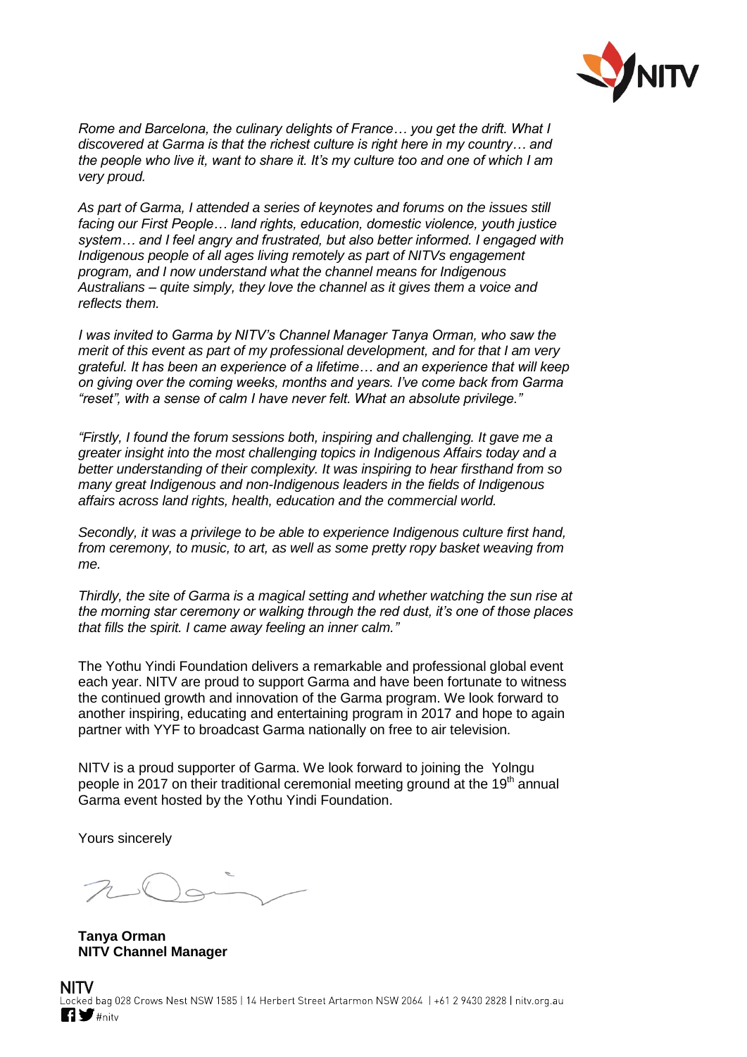*Rome and Barcelona, the culinary delights of France… you get the drift. What I discovered at Garma is that the richest culture is right here in my country… and the people who live it, want to share it. It's my culture too and one of which I am very proud.*

*As part of Garma, I attended a series of keynotes and forums on the issues still facing our First People… land rights, education, domestic violence, youth justice system… and I feel angry and frustrated, but also better informed. I engaged with Indigenous people of all ages living remotely as part of NITVs engagement program, and I now understand what the channel means for Indigenous Australians – quite simply, they love the channel as it gives them a voice and reflects them.*

*I was invited to Garma by NITV's Channel Manager Tanya Orman, who saw the merit of this event as part of my professional development, and for that I am very grateful. It has been an experience of a lifetime… and an experience that will keep on giving over the coming weeks, months and years. I've come back from Garma "reset", with a sense of calm I have never felt. What an absolute privilege."*

*"Firstly, I found the forum sessions both, inspiring and challenging. It gave me a greater insight into the most challenging topics in Indigenous Affairs today and a better understanding of their complexity. It was inspiring to hear firsthand from so many great Indigenous and non-Indigenous leaders in the fields of Indigenous affairs across land rights, health, education and the commercial world.*

*Secondly, it was a privilege to be able to experience Indigenous culture first hand, from ceremony, to music, to art, as well as some pretty ropy basket weaving from me.*

*Thirdly, the site of Garma is a magical setting and whether watching the sun rise at the morning star ceremony or walking through the red dust, it's one of those places that fills the spirit. I came away feeling an inner calm."*

The Yothu Yindi Foundation delivers a remarkable and professional global event each year. NITV are proud to support Garma and have been fortunate to witness the continued growth and innovation of the Garma program. We look forward to another inspiring, educating and entertaining program in 2017 and hope to again partner with YYF to broadcast Garma nationally on free to air television.

NITV is a proud supporter of Garma. We look forward to joining the Yolngu people in 2017 on their traditional ceremonial meeting ground at the 19th annual Garma event hosted by the Yothu Yindi Foundation.

Yours sincerely

**Tanya Orman**
**NITV Channel Manager**

NITV
Locked bag 028 Crows Nest NSW 1585 | 14 Herbert Street Artarmon NSW 2064 | +61 2 9430 2828 | nitv.org.au
#nitv